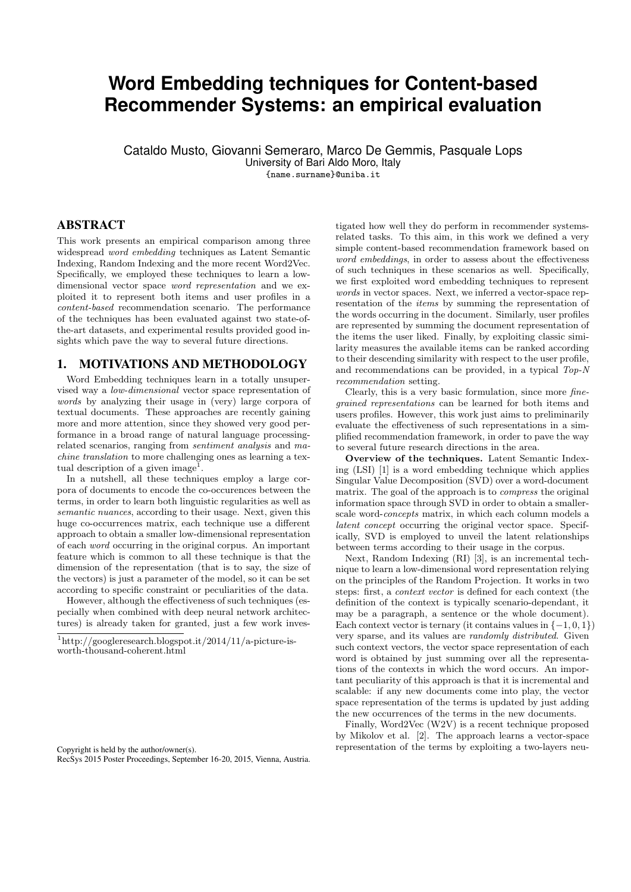# Word Embedding techniques for Content-based Recommender Systems: an empirical evaluation

Cataldo Musto, Giovanni Semeraro, Marco De Gemmis, Pasquale Lops
University of Bari Aldo Moro, Italy
{name.surname}@uniba.it

## ABSTRACT

This work presents an empirical comparison among three widespread *word embedding* techniques as Latent Semantic Indexing, Random Indexing and the more recent Word2Vec. Specifically, we employed these techniques to learn a low-dimensional vector space *word representation* and we exploited it to represent both items and user profiles in a *content-based* recommendation scenario. The performance of the techniques has been evaluated against two state-of-the-art datasets, and experimental results provided good insights which pave the way to several future directions.

## 1. MOTIVATIONS AND METHODOLOGY

Word Embedding techniques learn in a totally unsupervised way a *low-dimensional* vector space representation of *words* by analyzing their usage in (very) large corpora of textual documents. These approaches are recently gaining more and more attention, since they showed very good performance in a broad range of natural language processing-related scenarios, ranging from *sentiment analysis* and *machine translation* to more challenging ones as learning a textual description of a given image[1].

In a nutshell, all these techniques employ a large corpora of documents to encode the co-occurences between the terms, in order to learn both linguistic regularities as well as *semantic nuances*, according to their usage. Next, given this huge co-occurrences matrix, each technique use a different approach to obtain a smaller low-dimensional representation of each *word* occurring in the original corpus. An important feature which is common to all these technique is that the dimension of the representation (that is to say, the size of the vectors) is just a parameter of the model, so it can be set according to specific constraint or peculiarities of the data.

However, although the effectiveness of such techniques (especially when combined with deep neural network architectures) is already taken for granted, just a few work investigated how well they do perform in recommender systems-related tasks. To this aim, in this work we defined a very simple content-based recommendation framework based on *word embeddings*, in order to assess about the effectiveness of such techniques in these scenarios as well. Specifically, we first exploited word embedding techniques to represent *words* in vector spaces. Next, we inferred a vector-space representation of the *items* by summing the representation of the words occurring in the document. Similarly, user profiles are represented by summing the document representation of the items the user liked. Finally, by exploiting classic similarity measures the available items can be ranked according to their descending similarity with respect to the user profile, and recommendations can be provided, in a typical *Top-N recommendation* setting.

Clearly, this is a very basic formulation, since more *fine-grained representations* can be learned for both items and users profiles. However, this work just aims to preliminarily evaluate the effectiveness of such representations in a simplified recommendation framework, in order to pave the way to several future research directions in the area.

**Overview of the techniques.** Latent Semantic Indexing (LSI) [1] is a word embedding technique which applies Singular Value Decomposition (SVD) over a word-document matrix. The goal of the approach is to *compress* the original information space through SVD in order to obtain a smaller-scale word-*concepts* matrix, in which each column models a *latent concept* occurring the original vector space. Specifically, SVD is employed to unveil the latent relationships between terms according to their usage in the corpus.

Next, Random Indexing (RI) [3], is an incremental technique to learn a low-dimensional word representation relying on the principles of the Random Projection. It works in two steps: first, a *context vector* is defined for each context (the definition of the context is typically scenario-dependant, it may be a paragraph, a sentence or the whole document). Each context vector is ternary (it contains values in $\{-1, 0, 1\}$) very sparse, and its values are *randomly distributed*. Given such context vectors, the vector space representation of each word is obtained by just summing over all the representations of the contexts in which the word occurs. An important peculiarity of this approach is that it is incremental and scalable: if any new documents come into play, the vector space representation of the terms is updated by just adding the new occurrences of the terms in the new documents.

Finally, Word2Vec (W2V) is a recent technique proposed by Mikolov et al. [2]. The approach learns a vector-space representation of the terms by exploiting a two-layers neu-

[1]http://googleresearch.blogspot.it/2014/11/a-picture-is-worth-thousand-coherent.html

Copyright is held by the author/owner(s).
RecSys 2015 Poster Proceedings, September 16-20, 2015, Vienna, Austria.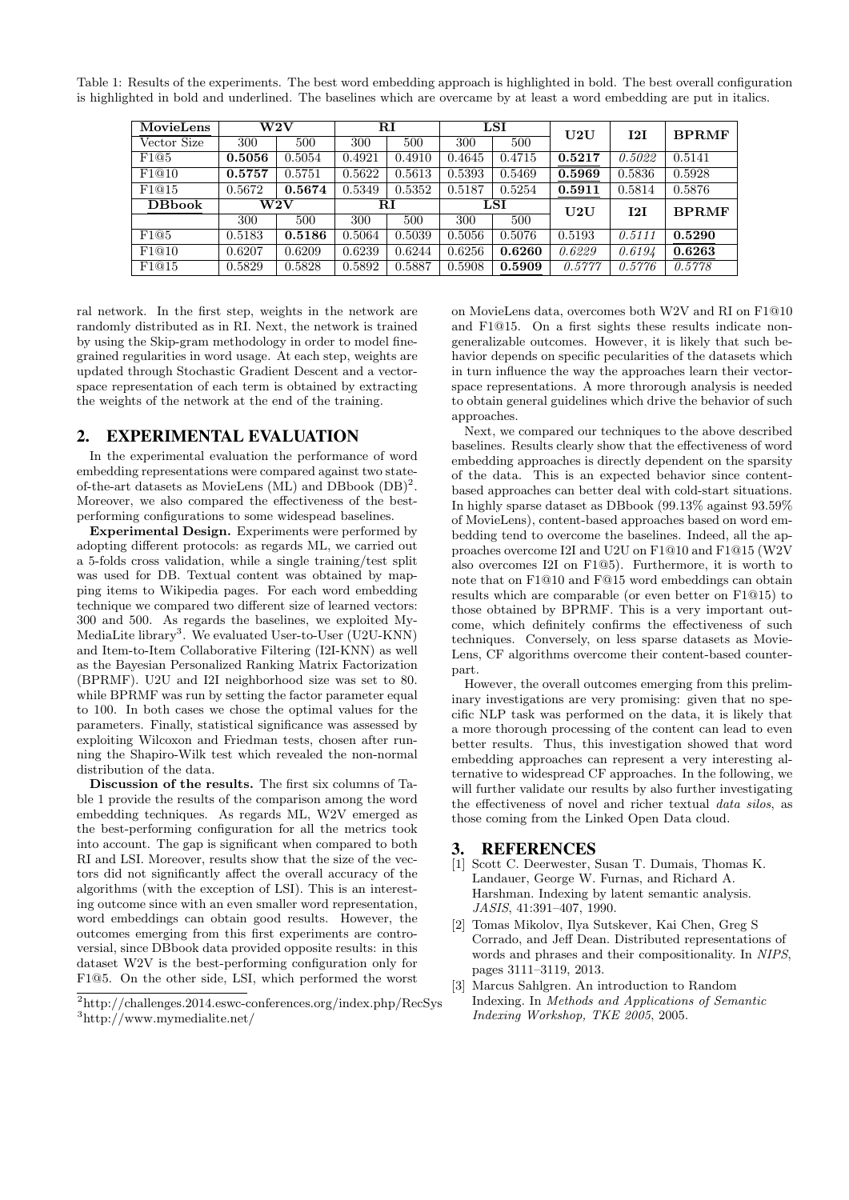Table 1: Results of the experiments. The best word embedding approach is highlighted in bold. The best overall configuration is highlighted in bold and underlined. The baselines which are overcame by at least a word embedding are put in italics.

| MovieLens | W2V | | RI | | LSI | | U2U | I2I | BPRMF |
|---|---|---|---|---|---|---|---|---|---|
| Vector Size | 300 | 500 | 300 | 500 | 300 | 500 | | | |
| F1@5 | **0.5056** | 0.5054 | 0.4921 | 0.4910 | 0.4645 | 0.4715 | **0.5217** | *0.5022* | 0.5141 |
| F1@10 | **0.5757** | 0.5751 | 0.5622 | 0.5613 | 0.5393 | 0.5469 | **0.5969** | 0.5836 | 0.5928 |
| F1@15 | 0.5672 | **0.5674** | 0.5349 | 0.5352 | 0.5187 | 0.5254 | **0.5911** | 0.5814 | 0.5876 |
| **DBbook** | **W2V** | | **RI** | | **LSI** | | **U2U** | **I2I** | **BPRMF** |
| | 300 | 500 | 300 | 500 | 300 | 500 | | | |
| F1@5 | 0.5183 | **0.5186** | 0.5064 | 0.5039 | 0.5056 | 0.5076 | 0.5193 | *0.5111* | **0.5290** |
| F1@10 | 0.6207 | 0.6209 | 0.6239 | 0.6244 | 0.6256 | **0.6260** | *0.6229* | *0.6194* | **0.6263** |
| F1@15 | 0.5829 | 0.5828 | 0.5892 | 0.5887 | 0.5908 | **0.5909** | *0.5777* | *0.5776* | *0.5778* |

ral network. In the first step, weights in the network are randomly distributed as in RI. Next, the network is trained by using the Skip-gram methodology in order to model fine-grained regularities in word usage. At each step, weights are updated through Stochastic Gradient Descent and a vector-space representation of each term is obtained by extracting the weights of the network at the end of the training.

## 2. EXPERIMENTAL EVALUATION

In the experimental evaluation the performance of word embedding representations were compared against two state-of-the-art datasets as MovieLens (ML) and DBbook (DB)[2]. Moreover, we also compared the effectiveness of the best-performing configurations to some widespead baselines.

**Experimental Design.** Experiments were performed by adopting different protocols: as regards ML, we carried out a 5-folds cross validation, while a single training/test split was used for DB. Textual content was obtained by mapping items to Wikipedia pages. For each word embedding technique we compared two different size of learned vectors: 300 and 500. As regards the baselines, we exploited MyMediaLite library[3]. We evaluated User-to-User (U2U-KNN) and Item-to-Item Collaborative Filtering (I2I-KNN) as well as the Bayesian Personalized Ranking Matrix Factorization (BPRMF). U2U and I2I neighborhood size was set to 80. while BPRMF was run by setting the factor parameter equal to 100. In both cases we chose the optimal values for the parameters. Finally, statistical significance was assessed by exploiting Wilcoxon and Friedman tests, chosen after running the Shapiro-Wilk test which revealed the non-normal distribution of the data.

**Discussion of the results.** The first six columns of Table 1 provide the results of the comparison among the word embedding techniques. As regards ML, W2V emerged as the best-performing configuration for all the metrics took into account. The gap is significant when compared to both RI and LSI. Moreover, results show that the size of the vectors did not significantly affect the overall accuracy of the algorithms (with the exception of LSI). This is an interesting outcome since with an even smaller word representation, word embeddings can obtain good results. However, the outcomes emerging from this first experiments are controversial, since DBbook data provided opposite results: in this dataset W2V is the best-performing configuration only for F1@5. On the other side, LSI, which performed the worst on MovieLens data, overcomes both W2V and RI on F1@10 and F1@15. On a first sights these results indicate non-generalizable outcomes. However, it is likely that such behavior depends on specific pecularities of the datasets which in turn influence the way the approaches learn their vector-space representations. A more throrough analysis is needed to obtain general guidelines which drive the behavior of such approaches.

Next, we compared our techniques to the above described baselines. Results clearly show that the effectiveness of word embedding approaches is directly dependent on the sparsity of the data. This is an expected behavior since content-based approaches can better deal with cold-start situations. In highly sparse dataset as DBbook (99.13% against 93.59% of MovieLens), content-based approaches based on word embedding tend to overcome the baselines. Indeed, all the approaches overcome I2I and U2U on F1@10 and F1@15 (W2V also overcomes I2I on F1@5). Furthermore, it is worth to note that on F1@10 and F@15 word embeddings can obtain results which are comparable (or even better on F1@15) to those obtained by BPRMF. This is a very important outcome, which definitely confirms the effectiveness of such techniques. Conversely, on less sparse datasets as MovieLens, CF algorithms overcome their content-based counterpart.

However, the overall outcomes emerging from this preliminary investigations are very promising: given that no specific NLP task was performed on the data, it is likely that a more thorough processing of the content can lead to even better results. Thus, this investigation showed that word embedding approaches can represent a very interesting alternative to widespread CF approaches. In the following, we will further validate our results by also further investigating the effectiveness of novel and richer textual *data silos*, as those coming from the Linked Open Data cloud.

## 3. REFERENCES

[1] Scott C. Deerwester, Susan T. Dumais, Thomas K. Landauer, George W. Furnas, and Richard A. Harshman. Indexing by latent semantic analysis. *JASIS*, 41:391–407, 1990.

[2] Tomas Mikolov, Ilya Sutskever, Kai Chen, Greg S Corrado, and Jeff Dean. Distributed representations of words and phrases and their compositionality. In *NIPS*, pages 3111–3119, 2013.

[3] Marcus Sahlgren. An introduction to Random Indexing. In *Methods and Applications of Semantic Indexing Workshop, TKE 2005*, 2005.

[2] http://challenges.2014.eswc-conferences.org/index.php/RecSys

[3] http://www.mymedialite.net/